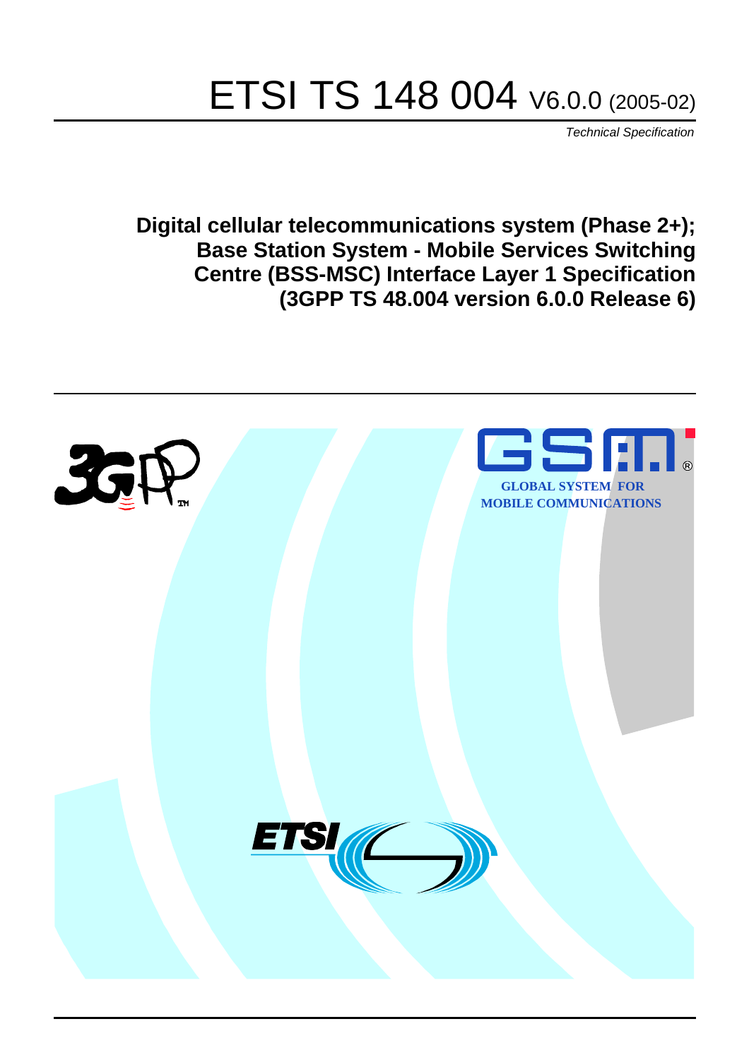# ETSI TS 148 004 V6.0.0 (2005-02)

*Technical Specification*

**Digital cellular telecommunications system (Phase 2+);
Base Station System - Mobile Services Switching
Centre (BSS-MSC) Interface Layer 1 Specification
(3GPP TS 48.004 version 6.0.0 Release 6)**

GLOBAL SYSTEM FOR
MOBILE COMMUNICATIONS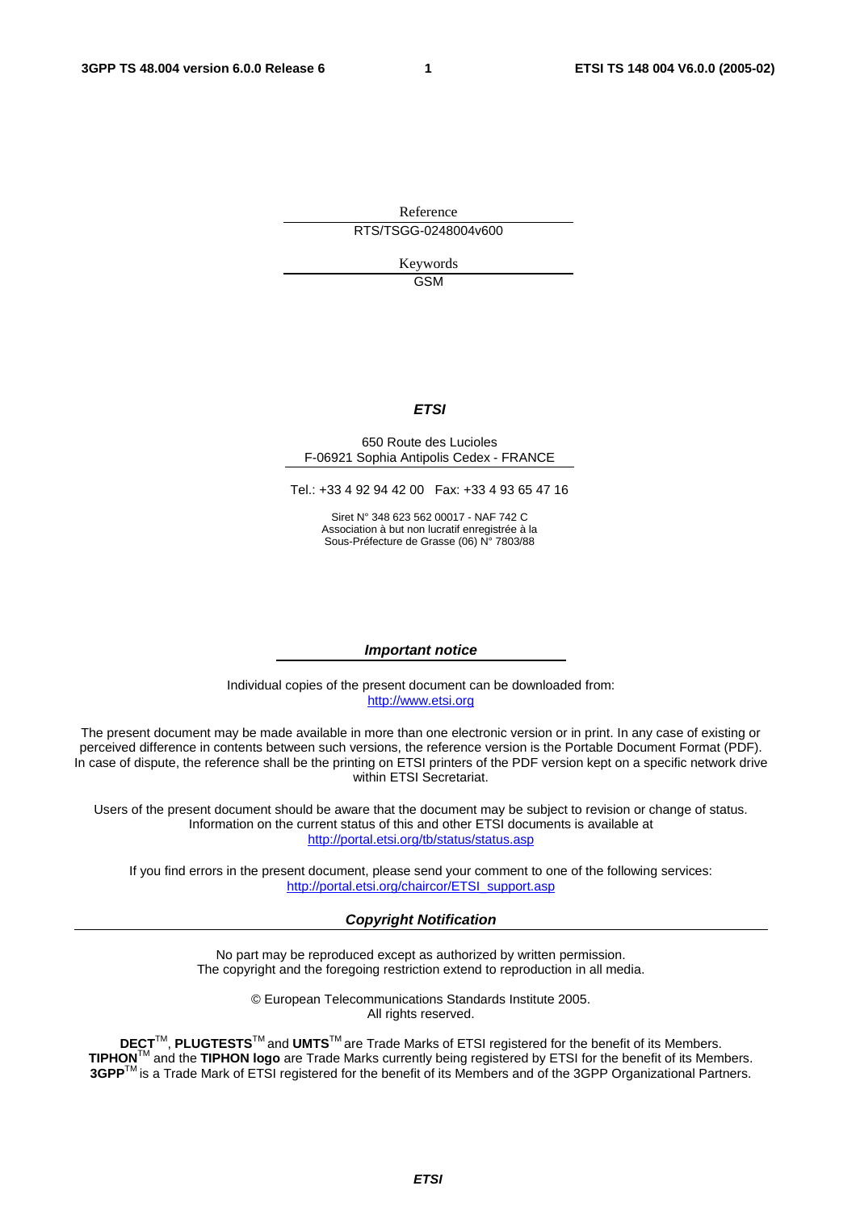Reference

RTS/TSGG-0248004v600

Keywords

GSM

***ETSI***

650 Route des Lucioles
F-06921 Sophia Antipolis Cedex - FRANCE

Tel.: +33 4 92 94 42 00   Fax: +33 4 93 65 47 16

Siret N° 348 623 562 00017 - NAF 742 C
Association à but non lucratif enregistrée à la
Sous-Préfecture de Grasse (06) N° 7803/88

***Important notice***

Individual copies of the present document can be downloaded from:
http://www.etsi.org

The present document may be made available in more than one electronic version or in print. In any case of existing or perceived difference in contents between such versions, the reference version is the Portable Document Format (PDF). In case of dispute, the reference shall be the printing on ETSI printers of the PDF version kept on a specific network drive within ETSI Secretariat.

Users of the present document should be aware that the document may be subject to revision or change of status. Information on the current status of this and other ETSI documents is available at
http://portal.etsi.org/tb/status/status.asp

If you find errors in the present document, please send your comment to one of the following services:
http://portal.etsi.org/chaircor/ETSI_support.asp

***Copyright Notification***

No part may be reproduced except as authorized by written permission.
The copyright and the foregoing restriction extend to reproduction in all media.

© European Telecommunications Standards Institute 2005.
All rights reserved.

**DECT**TM, **PLUGTESTS**TM and **UMTS**TM are Trade Marks of ETSI registered for the benefit of its Members.
**TIPHON**TM and the **TIPHON logo** are Trade Marks currently being registered by ETSI for the benefit of its Members.
**3GPP**TM is a Trade Mark of ETSI registered for the benefit of its Members and of the 3GPP Organizational Partners.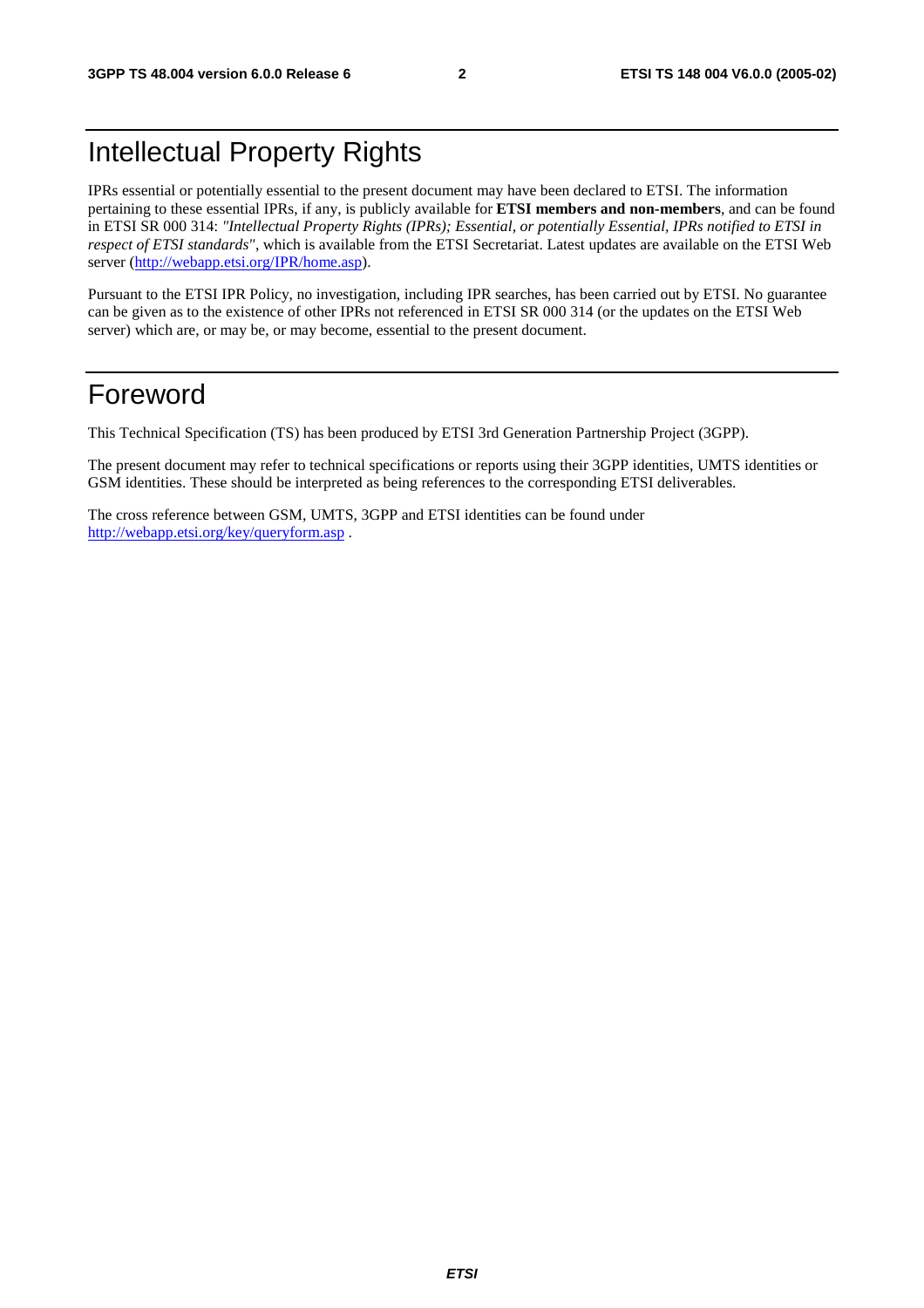# Intellectual Property Rights

IPRs essential or potentially essential to the present document may have been declared to ETSI. The information pertaining to these essential IPRs, if any, is publicly available for **ETSI members and non-members**, and can be found in ETSI SR 000 314: *"Intellectual Property Rights (IPRs); Essential, or potentially Essential, IPRs notified to ETSI in respect of ETSI standards"*, which is available from the ETSI Secretariat. Latest updates are available on the ETSI Web server (http://webapp.etsi.org/IPR/home.asp).

Pursuant to the ETSI IPR Policy, no investigation, including IPR searches, has been carried out by ETSI. No guarantee can be given as to the existence of other IPRs not referenced in ETSI SR 000 314 (or the updates on the ETSI Web server) which are, or may be, or may become, essential to the present document.

# Foreword

This Technical Specification (TS) has been produced by ETSI 3rd Generation Partnership Project (3GPP).

The present document may refer to technical specifications or reports using their 3GPP identities, UMTS identities or GSM identities. These should be interpreted as being references to the corresponding ETSI deliverables.

The cross reference between GSM, UMTS, 3GPP and ETSI identities can be found under http://webapp.etsi.org/key/queryform.asp .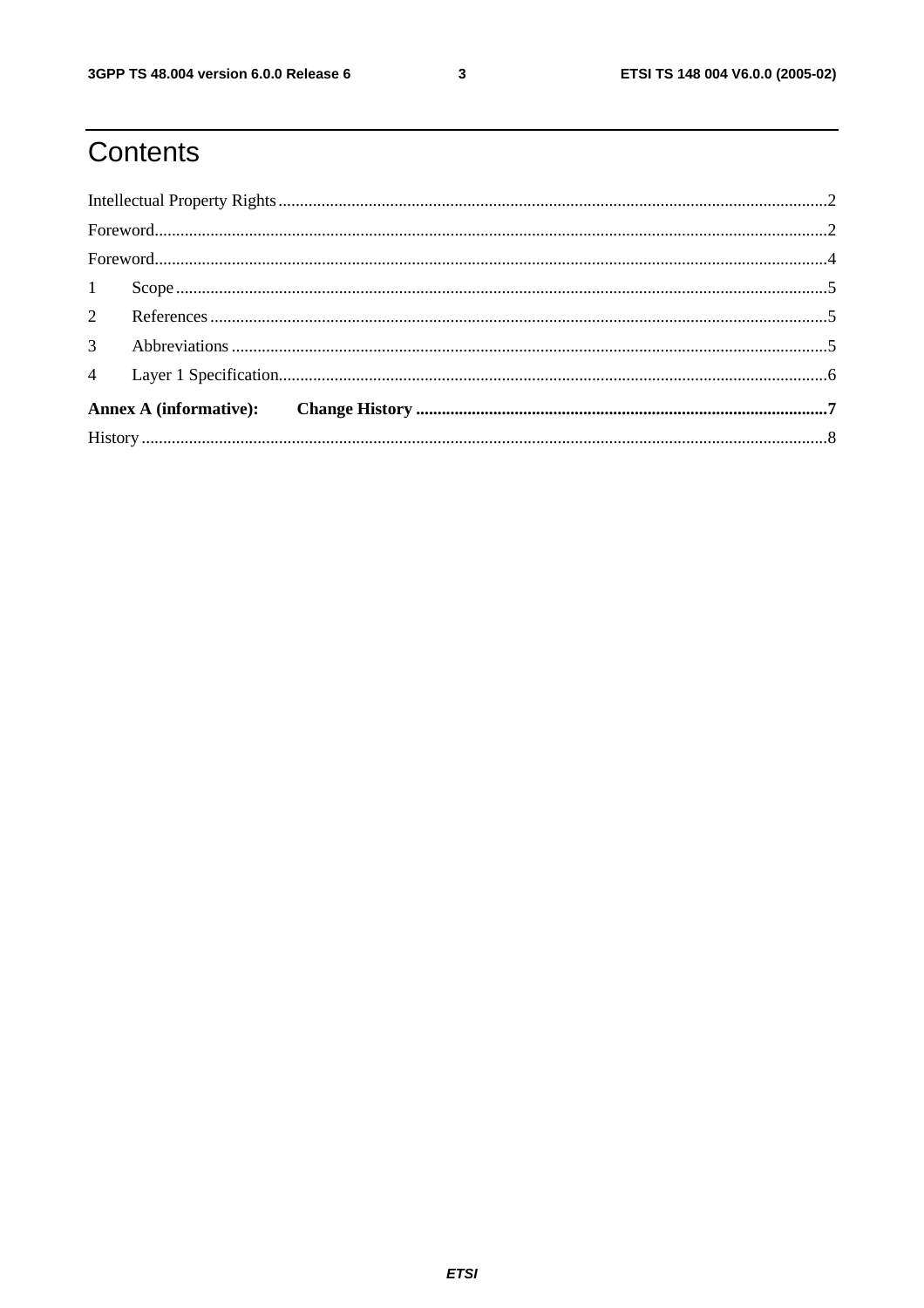# Contents

Intellectual Property Rights ........................................................................................................................... 2

Foreword........................................................................................................................................................ 2

Foreword........................................................................................................................................................ 4

1 Scope ......................................................................................................................................................... 5

2 References .................................................................................................................................................. 5

3 Abbreviations ............................................................................................................................................ 5

4 Layer 1 Specification.................................................................................................................................. 6

**Annex A (informative): Change History ................................................................................................ 7**

History ............................................................................................................................................................ 8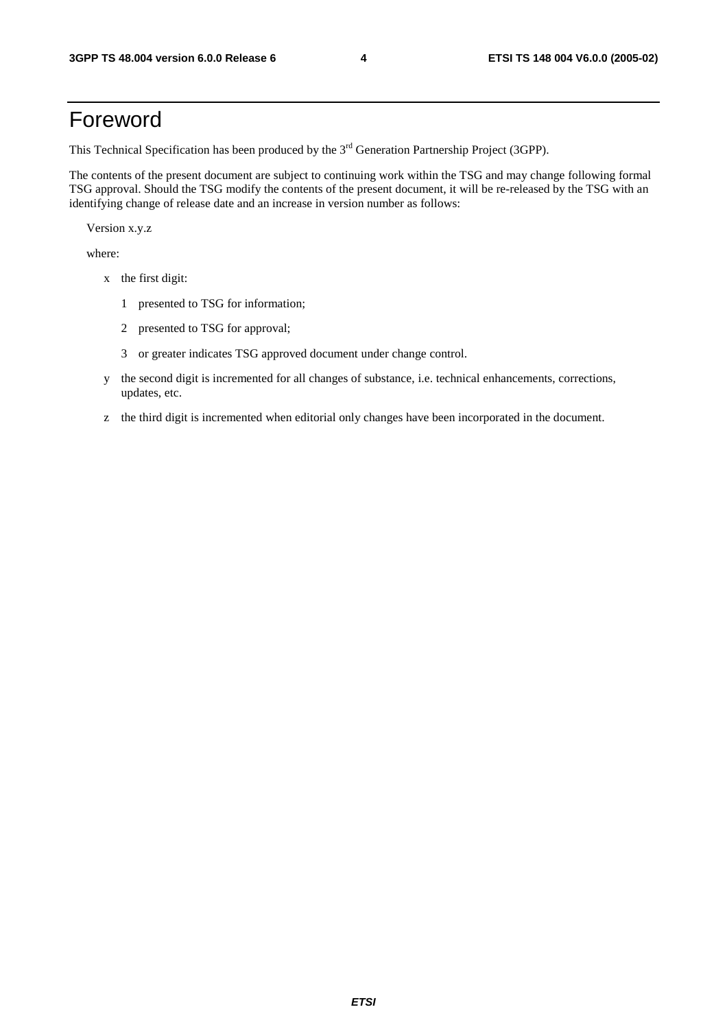# Foreword

This Technical Specification has been produced by the 3rd Generation Partnership Project (3GPP).

The contents of the present document are subject to continuing work within the TSG and may change following formal TSG approval. Should the TSG modify the contents of the present document, it will be re-released by the TSG with an identifying change of release date and an increase in version number as follows:

Version x.y.z

where:

- x the first digit:
  - 1 presented to TSG for information;
  - 2 presented to TSG for approval;
  - 3 or greater indicates TSG approved document under change control.
- y the second digit is incremented for all changes of substance, i.e. technical enhancements, corrections, updates, etc.
- z the third digit is incremented when editorial only changes have been incorporated in the document.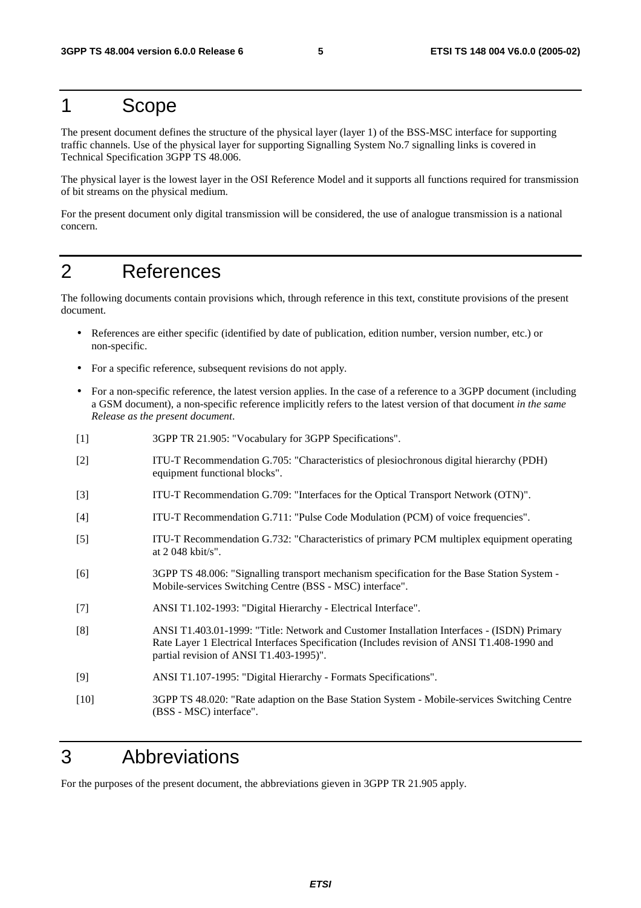# 1 Scope

The present document defines the structure of the physical layer (layer 1) of the BSS-MSC interface for supporting traffic channels. Use of the physical layer for supporting Signalling System No.7 signalling links is covered in Technical Specification 3GPP TS 48.006.

The physical layer is the lowest layer in the OSI Reference Model and it supports all functions required for transmission of bit streams on the physical medium.

For the present document only digital transmission will be considered, the use of analogue transmission is a national concern.

# 2 References

The following documents contain provisions which, through reference in this text, constitute provisions of the present document.

- References are either specific (identified by date of publication, edition number, version number, etc.) or non-specific.
- For a specific reference, subsequent revisions do not apply.
- For a non-specific reference, the latest version applies. In the case of a reference to a 3GPP document (including a GSM document), a non-specific reference implicitly refers to the latest version of that document *in the same Release as the present document*.

[1] 3GPP TR 21.905: "Vocabulary for 3GPP Specifications".

[2] ITU-T Recommendation G.705: "Characteristics of plesiochronous digital hierarchy (PDH) equipment functional blocks".

[3] ITU-T Recommendation G.709: "Interfaces for the Optical Transport Network (OTN)".

[4] ITU-T Recommendation G.711: "Pulse Code Modulation (PCM) of voice frequencies".

[5] ITU-T Recommendation G.732: "Characteristics of primary PCM multiplex equipment operating at 2 048 kbit/s".

[6] 3GPP TS 48.006: "Signalling transport mechanism specification for the Base Station System - Mobile-services Switching Centre (BSS - MSC) interface".

[7] ANSI T1.102-1993: "Digital Hierarchy - Electrical Interface".

[8] ANSI T1.403.01-1999: "Title: Network and Customer Installation Interfaces - (ISDN) Primary Rate Layer 1 Electrical Interfaces Specification (Includes revision of ANSI T1.408-1990 and partial revision of ANSI T1.403-1995)".

[9] ANSI T1.107-1995: "Digital Hierarchy - Formats Specifications".

[10] 3GPP TS 48.020: "Rate adaption on the Base Station System - Mobile-services Switching Centre (BSS - MSC) interface".

# 3 Abbreviations

For the purposes of the present document, the abbreviations gieven in 3GPP TR 21.905 apply.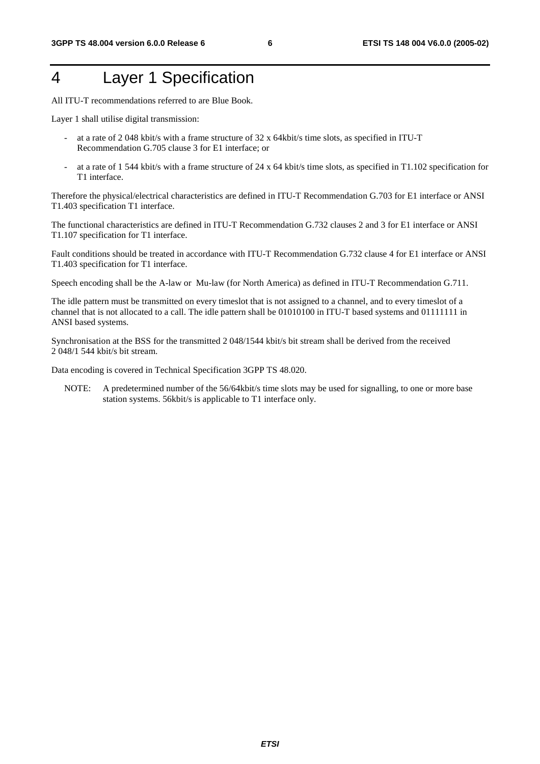# 4 Layer 1 Specification

All ITU-T recommendations referred to are Blue Book.

Layer 1 shall utilise digital transmission:

- at a rate of 2 048 kbit/s with a frame structure of 32 x 64kbit/s time slots, as specified in ITU-T Recommendation G.705 clause 3 for E1 interface; or
- at a rate of 1 544 kbit/s with a frame structure of 24 x 64 kbit/s time slots, as specified in T1.102 specification for T1 interface.

Therefore the physical/electrical characteristics are defined in ITU-T Recommendation G.703 for E1 interface or ANSI T1.403 specification T1 interface.

The functional characteristics are defined in ITU-T Recommendation G.732 clauses 2 and 3 for E1 interface or ANSI T1.107 specification for T1 interface.

Fault conditions should be treated in accordance with ITU-T Recommendation G.732 clause 4 for E1 interface or ANSI T1.403 specification for T1 interface.

Speech encoding shall be the A-law or Mu-law (for North America) as defined in ITU-T Recommendation G.711.

The idle pattern must be transmitted on every timeslot that is not assigned to a channel, and to every timeslot of a channel that is not allocated to a call. The idle pattern shall be 01010100 in ITU-T based systems and 01111111 in ANSI based systems.

Synchronisation at the BSS for the transmitted 2 048/1544 kbit/s bit stream shall be derived from the received 2 048/1 544 kbit/s bit stream.

Data encoding is covered in Technical Specification 3GPP TS 48.020.

NOTE: A predetermined number of the 56/64kbit/s time slots may be used for signalling, to one or more base station systems. 56kbit/s is applicable to T1 interface only.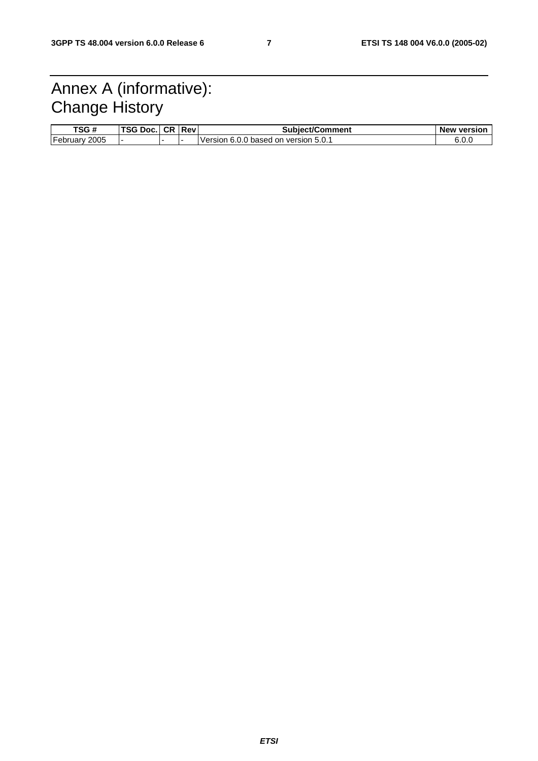# Annex A (informative): Change History

| TSG # | TSG Doc. | CR | Rev | Subject/Comment | New version |
|---|---|---|---|---|---|
| February 2005 | - | - | - | Version 6.0.0 based on version 5.0.1 | 6.0.0 |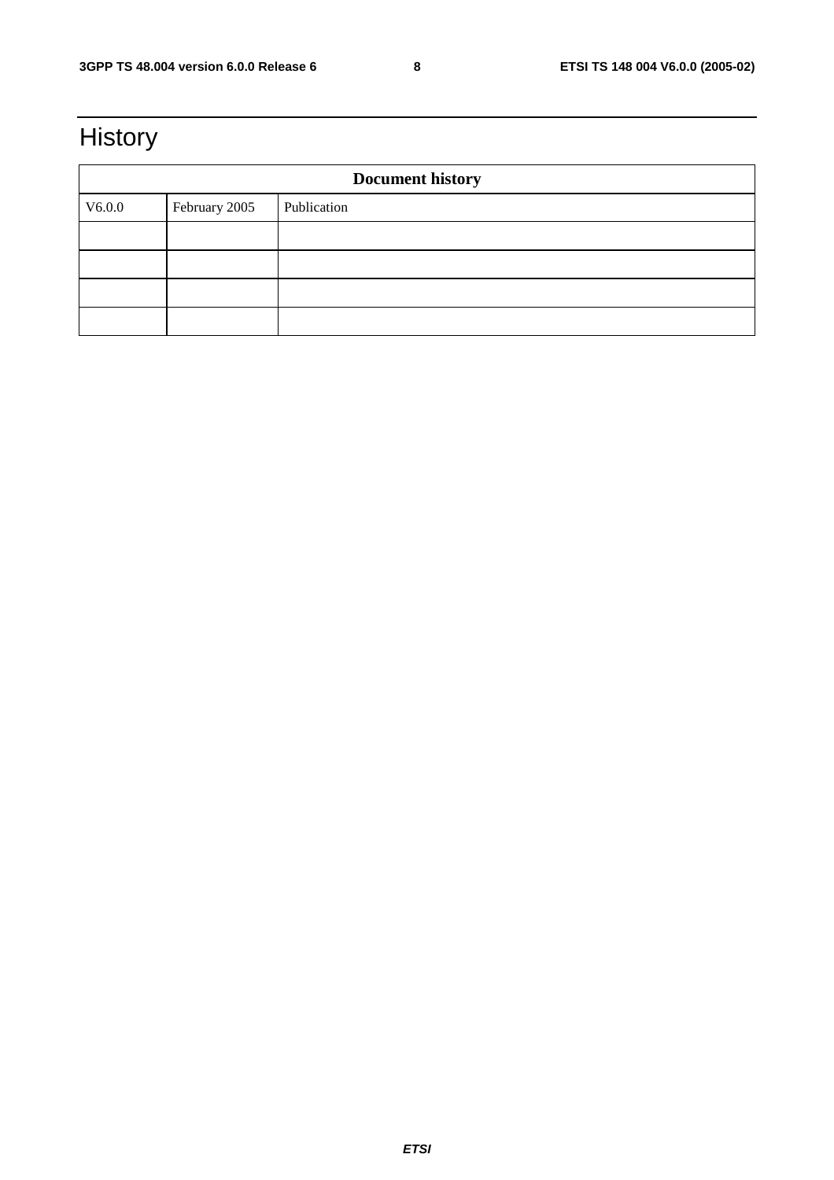# History

| Document history | | |
|---|---|---|
| V6.0.0 | February 2005 | Publication |
| | | |
| | | |
| | | |
| | | |